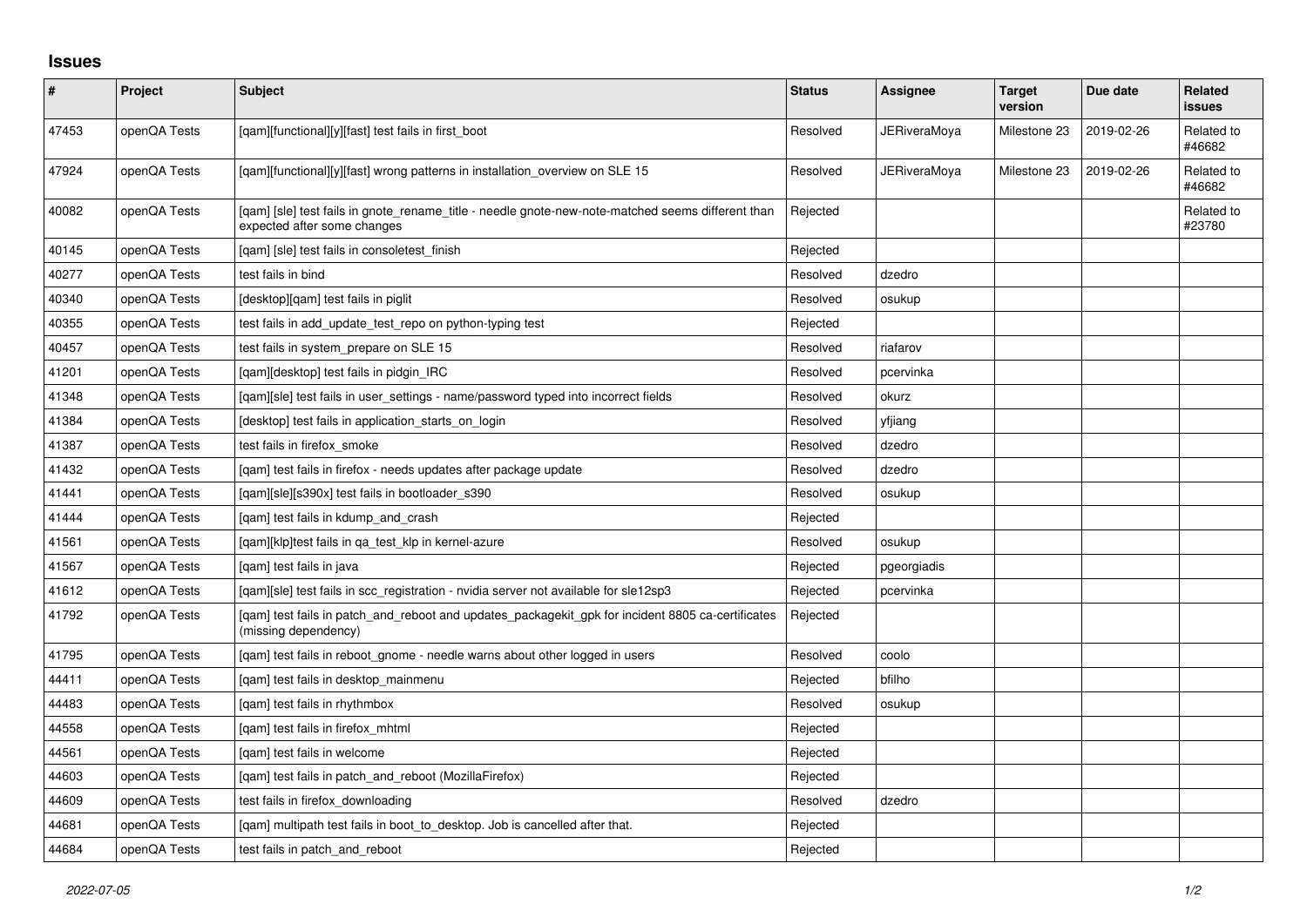## Issues

| # | Project | Subject | Status | Assignee | Target version | Due date | Related issues |
|---|---|---|---|---|---|---|---|
| 47453 | openQA Tests | [qam][functional][y][fast] test fails in first_boot | Resolved | JERiveraMoya | Milestone 23 | 2019-02-26 | Related to #46682 |
| 47924 | openQA Tests | [qam][functional][y][fast] wrong patterns in installation_overview on SLE 15 | Resolved | JERiveraMoya | Milestone 23 | 2019-02-26 | Related to #46682 |
| 40082 | openQA Tests | [qam] [sle] test fails in gnote_rename_title - needle gnote-new-note-matched seems different than expected after some changes | Rejected | | | | Related to #23780 |
| 40145 | openQA Tests | [qam] [sle] test fails in consoletest_finish | Rejected | | | | |
| 40277 | openQA Tests | test fails in bind | Resolved | dzedro | | | |
| 40340 | openQA Tests | [desktop][qam] test fails in piglit | Resolved | osukup | | | |
| 40355 | openQA Tests | test fails in add_update_test_repo on python-typing test | Rejected | | | | |
| 40457 | openQA Tests | test fails in system_prepare on SLE 15 | Resolved | riafarov | | | |
| 41201 | openQA Tests | [qam][desktop] test fails in pidgin_IRC | Resolved | pcervinka | | | |
| 41348 | openQA Tests | [qam][sle] test fails in user_settings - name/password typed into incorrect fields | Resolved | okurz | | | |
| 41384 | openQA Tests | [desktop] test fails in application_starts_on_login | Resolved | yfjiang | | | |
| 41387 | openQA Tests | test fails in firefox_smoke | Resolved | dzedro | | | |
| 41432 | openQA Tests | [qam] test fails in firefox - needs updates after package update | Resolved | dzedro | | | |
| 41441 | openQA Tests | [qam][sle][s390x] test fails in bootloader_s390 | Resolved | osukup | | | |
| 41444 | openQA Tests | [qam] test fails in kdump_and_crash | Rejected | | | | |
| 41561 | openQA Tests | [qam][klp]test fails in qa_test_klp in kernel-azure | Resolved | osukup | | | |
| 41567 | openQA Tests | [qam] test fails in java | Rejected | pgeorgiadis | | | |
| 41612 | openQA Tests | [qam][sle] test fails in scc_registration - nvidia server not available for sle12sp3 | Rejected | pcervinka | | | |
| 41792 | openQA Tests | [qam] test fails in patch_and_reboot and updates_packagekit_gpk for incident 8805 ca-certificates (missing dependency) | Rejected | | | | |
| 41795 | openQA Tests | [qam] test fails in reboot_gnome - needle warns about other logged in users | Resolved | coolo | | | |
| 44411 | openQA Tests | [qam] test fails in desktop_mainmenu | Rejected | bfilho | | | |
| 44483 | openQA Tests | [qam] test fails in rhythmbox | Resolved | osukup | | | |
| 44558 | openQA Tests | [qam] test fails in firefox_mhtml | Rejected | | | | |
| 44561 | openQA Tests | [qam] test fails in welcome | Rejected | | | | |
| 44603 | openQA Tests | [qam] test fails in patch_and_reboot (MozillaFirefox) | Rejected | | | | |
| 44609 | openQA Tests | test fails in firefox_downloading | Resolved | dzedro | | | |
| 44681 | openQA Tests | [qam] multipath test fails in boot_to_desktop. Job is cancelled after that. | Rejected | | | | |
| 44684 | openQA Tests | test fails in patch_and_reboot | Rejected | | | | |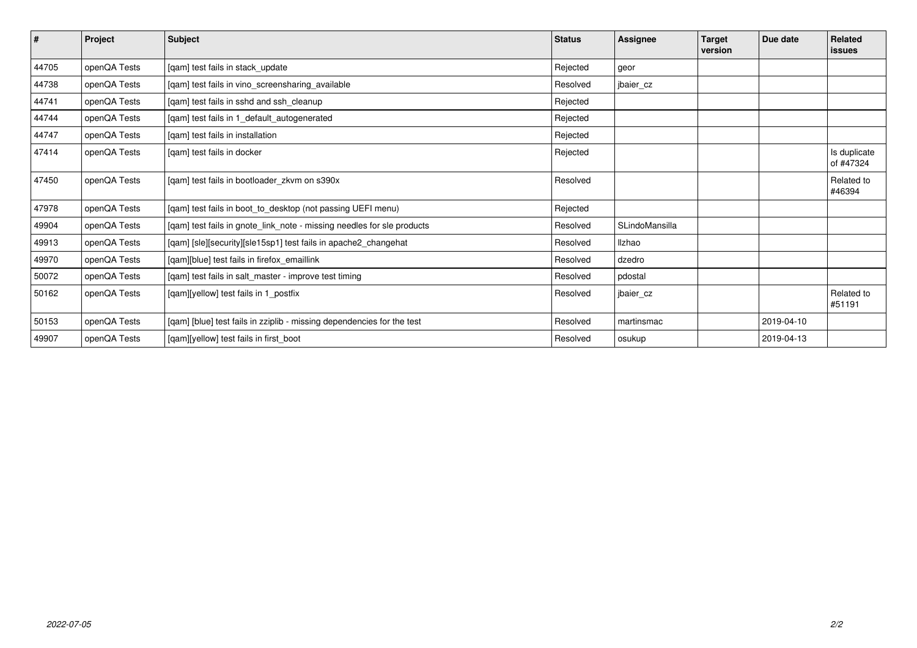| # | Project | Subject | Status | Assignee | Target version | Due date | Related issues |
|---|---|---|---|---|---|---|---|
| 44705 | openQA Tests | [qam] test fails in stack_update | Rejected | geor | | | |
| 44738 | openQA Tests | [qam] test fails in vino_screensharing_available | Resolved | jbaier_cz | | | |
| 44741 | openQA Tests | [qam] test fails in sshd and ssh_cleanup | Rejected | | | | |
| 44744 | openQA Tests | [qam] test fails in 1_default_autogenerated | Rejected | | | | |
| 44747 | openQA Tests | [qam] test fails in installation | Rejected | | | | |
| 47414 | openQA Tests | [qam] test fails in docker | Rejected | | | | Is duplicate of #47324 |
| 47450 | openQA Tests | [qam] test fails in bootloader_zkvm on s390x | Resolved | | | | Related to #46394 |
| 47978 | openQA Tests | [qam] test fails in boot_to_desktop (not passing UEFI menu) | Rejected | | | | |
| 49904 | openQA Tests | [qam] test fails in gnote_link_note - missing needles for sle products | Resolved | SLindoMansilla | | | |
| 49913 | openQA Tests | [qam] [sle][security][sle15sp1] test fails in apache2_changehat | Resolved | llzhao | | | |
| 49970 | openQA Tests | [qam][blue] test fails in firefox_emaillink | Resolved | dzedro | | | |
| 50072 | openQA Tests | [qam] test fails in salt_master - improve test timing | Resolved | pdostal | | | |
| 50162 | openQA Tests | [qam][yellow] test fails in 1_postfix | Resolved | jbaier_cz | | | Related to #51191 |
| 50153 | openQA Tests | [qam] [blue] test fails in zziplib - missing dependencies for the test | Resolved | martinsmac | | 2019-04-10 | |
| 49907 | openQA Tests | [qam][yellow] test fails in first_boot | Resolved | osukup | | 2019-04-13 | |